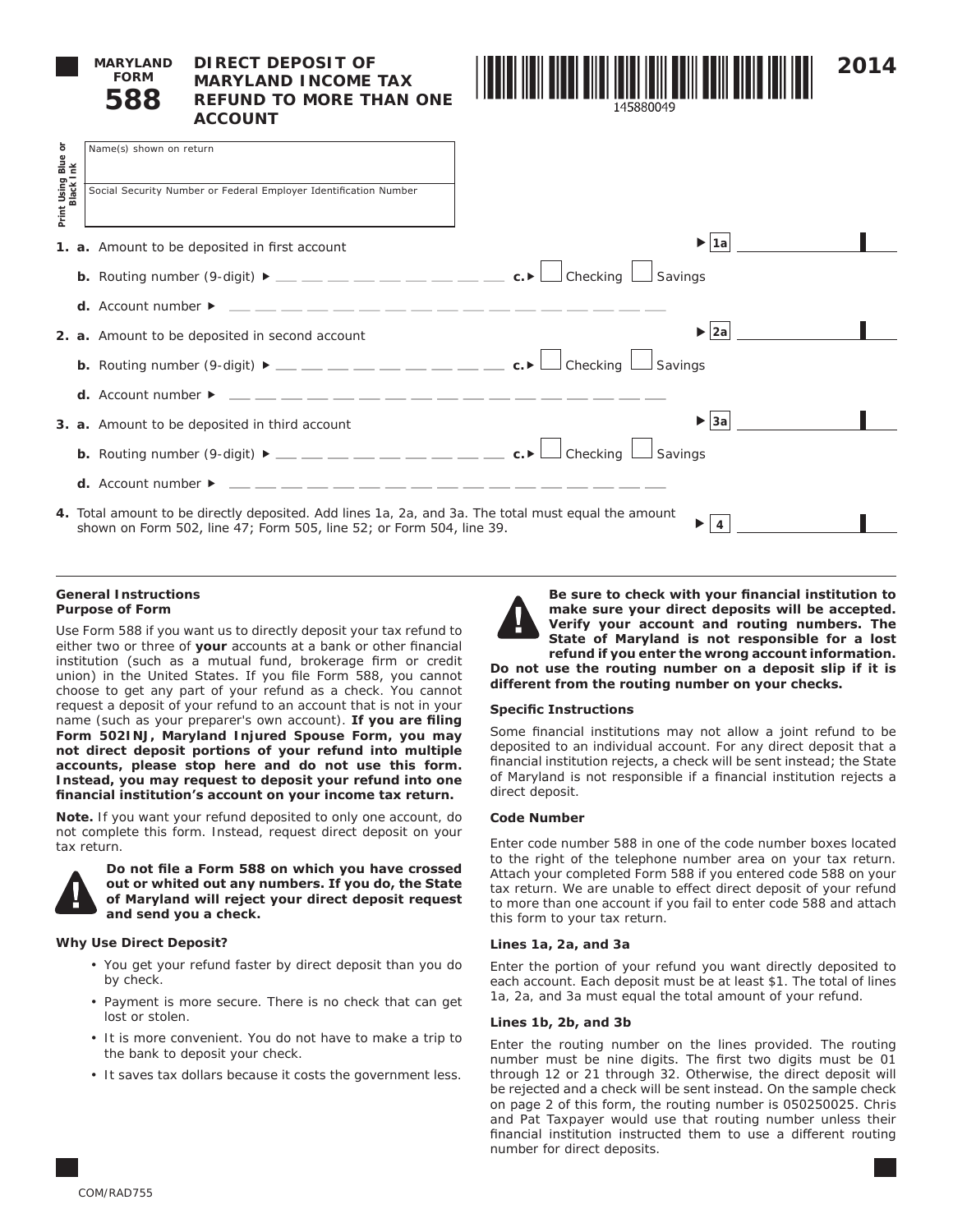# MARYLAND FORM 588

## DIRECT DEPOSIT OF MARYLAND INCOME TAX REFUND TO MORE THAN ONE ACCOUNT

145880049

2014

Print Using Blue or Black Ink

Name(s) shown on return

Social Security Number or Federal Employer Identification Number

**1. a.** Amount to be deposited in first account ▶ **1a** ________

**b.** Routing number (9-digit) ▶ ___ ___ ___ ___ ___ ___ ___ ___ ___ **c.** ▶ ☐ Checking ☐ Savings

**d.** Account number ▶ ___ ___ ___ ___ ___ ___ ___ ___ ___ ___ ___ ___ ___ ___ ___ ___ ___

**2. a.** Amount to be deposited in second account ▶ **2a** ________

**b.** Routing number (9-digit) ▶ ___ ___ ___ ___ ___ ___ ___ ___ ___ **c.** ▶ ☐ Checking ☐ Savings

**d.** Account number ▶ ___ ___ ___ ___ ___ ___ ___ ___ ___ ___ ___ ___ ___ ___ ___ ___ ___

**3. a.** Amount to be deposited in third account ▶ **3a** ________

**b.** Routing number (9-digit) ▶ ___ ___ ___ ___ ___ ___ ___ ___ ___ **c.** ▶ ☐ Checking ☐ Savings

**d.** Account number ▶ ___ ___ ___ ___ ___ ___ ___ ___ ___ ___ ___ ___ ___ ___ ___ ___ ___

**4.** Total amount to be directly deposited. Add lines 1a, 2a, and 3a. The total must equal the amount shown on Form 502, line 47; Form 505, line 52; or Form 504, line 39. ▶ **4** ________

---

### General Instructions

#### Purpose of Form

Use Form 588 if you want us to directly deposit your tax refund to either two or three of **your** accounts at a bank or other financial institution (such as a mutual fund, brokerage firm or credit union) in the United States. If you file Form 588, you cannot choose to get any part of your refund as a check. You cannot request a deposit of your refund to an account that is not in your name (such as your preparer's own account). **If you are filing Form 502INJ, Maryland Injured Spouse Form, you may not direct deposit portions of your refund into multiple accounts, please stop here and do not use this form. Instead, you may request to deposit your refund into one financial institution's account on your income tax return.**

**Note.** If you want your refund deposited to only one account, do not complete this form. Instead, request direct deposit on your tax return.

**Do not file a Form 588 on which you have crossed out or whited out any numbers. If you do, the State of Maryland will reject your direct deposit request and send you a check.**

#### Why Use Direct Deposit?

- You get your refund faster by direct deposit than you do by check.
- Payment is more secure. There is no check that can get lost or stolen.
- It is more convenient. You do not have to make a trip to the bank to deposit your check.
- It saves tax dollars because it costs the government less.

**Be sure to check with your financial institution to make sure your direct deposits will be accepted. Verify your account and routing numbers. The State of Maryland is not responsible for a lost refund if you enter the wrong account information. Do not use the routing number on a deposit slip if it is different from the routing number on your checks.**

#### Specific Instructions

Some financial institutions may not allow a joint refund to be deposited to an individual account. For any direct deposit that a financial institution rejects, a check will be sent instead; the State of Maryland is not responsible if a financial institution rejects a direct deposit.

#### Code Number

Enter code number 588 in one of the code number boxes located to the right of the telephone number area on your tax return. Attach your completed Form 588 if you entered code 588 on your tax return. We are unable to effect direct deposit of your refund to more than one account if you fail to enter code 588 and attach this form to your tax return.

#### Lines 1a, 2a, and 3a

Enter the portion of your refund you want directly deposited to each account. Each deposit must be at least $1. The total of lines 1a, 2a, and 3a must equal the total amount of your refund.

#### Lines 1b, 2b, and 3b

Enter the routing number on the lines provided. The routing number must be nine digits. The first two digits must be 01 through 12 or 21 through 32. Otherwise, the direct deposit will be rejected and a check will be sent instead. On the sample check on page 2 of this form, the routing number is 050250025. Chris and Pat Taxpayer would use that routing number unless their financial institution instructed them to use a different routing number for direct deposits.

COM/RAD755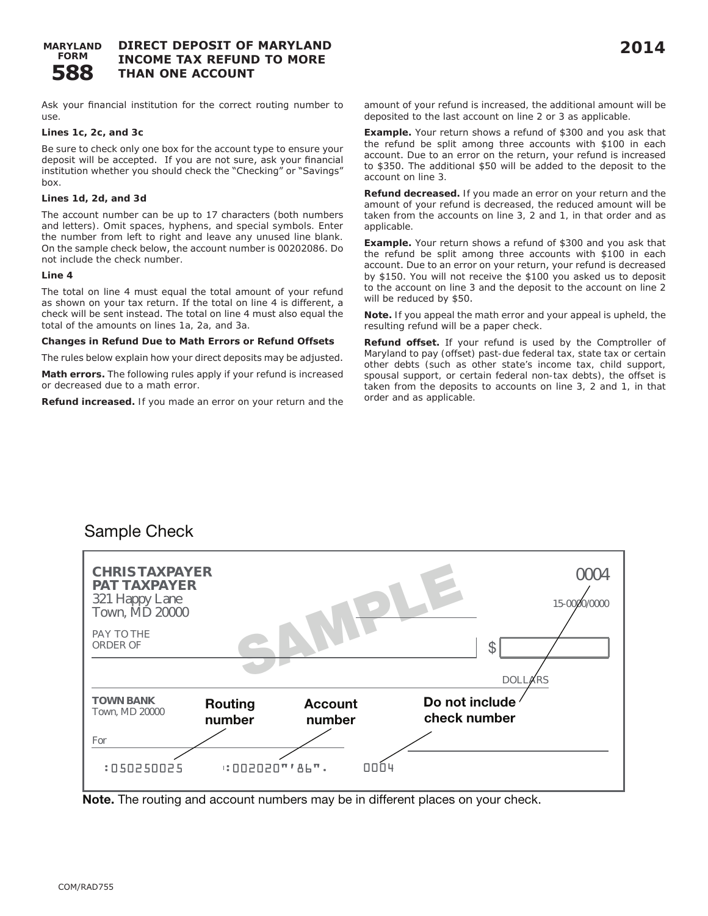MARYLAND FORM **588**

# DIRECT DEPOSIT OF MARYLAND INCOME TAX REFUND TO MORE THAN ONE ACCOUNT

**2014**

Ask your financial institution for the correct routing number to use.

**Lines 1c, 2c, and 3c**

Be sure to check only one box for the account type to ensure your deposit will be accepted. If you are not sure, ask your financial institution whether you should check the "Checking" or "Savings" box.

**Lines 1d, 2d, and 3d**

The account number can be up to 17 characters (both numbers and letters). Omit spaces, hyphens, and special symbols. Enter the number from left to right and leave any unused line blank. On the sample check below, the account number is 00202086. Do not include the check number.

**Line 4**

The total on line 4 must equal the total amount of your refund as shown on your tax return. If the total on line 4 is different, a check will be sent instead. The total on line 4 must also equal the total of the amounts on lines 1a, 2a, and 3a.

**Changes in Refund Due to Math Errors or Refund Offsets**

The rules below explain how your direct deposits may be adjusted.

**Math errors.** The following rules apply if your refund is increased or decreased due to a math error.

**Refund increased.** If you made an error on your return and the amount of your refund is increased, the additional amount will be deposited to the last account on line 2 or 3 as applicable.

**Example.** Your return shows a refund of $300 and you ask that the refund be split among three accounts with $100 in each account. Due to an error on the return, your refund is increased to $350. The additional $50 will be added to the deposit to the account on line 3.

**Refund decreased.** If you made an error on your return and the amount of your refund is decreased, the reduced amount will be taken from the accounts on line 3, 2 and 1, in that order and as applicable.

**Example.** Your return shows a refund of $300 and you ask that the refund be split among three accounts with $100 in each account. Due to an error on your return, your refund is decreased by $150. You will not receive the $100 you asked us to deposit to the account on line 3 and the deposit to the account on line 2 will be reduced by $50.

**Note.** If you appeal the math error and your appeal is upheld, the resulting refund will be a paper check.

**Refund offset.** If your refund is used by the Comptroller of Maryland to pay (offset) past-due federal tax, state tax or certain other debts (such as other state's income tax, child support, spousal support, or certain federal non-tax debts), the offset is taken from the deposits to accounts on line 3, 2 and 1, in that order and as applicable.

## Sample Check

CHRIS TAXPAYER
PAT TAXPAYER
321 Happy Lane
Town, MD 20000

0004

15-0000/0000

SAMPLE

PAY TO THE ORDER OF

$

DOLLARS

TOWN BANK
Town, MD 20000

For

Routing number

Account number

Do not include check number

:050250025 :002020"'86". 0004

**Note.** The routing and account numbers may be in different places on your check.

COM/RAD755